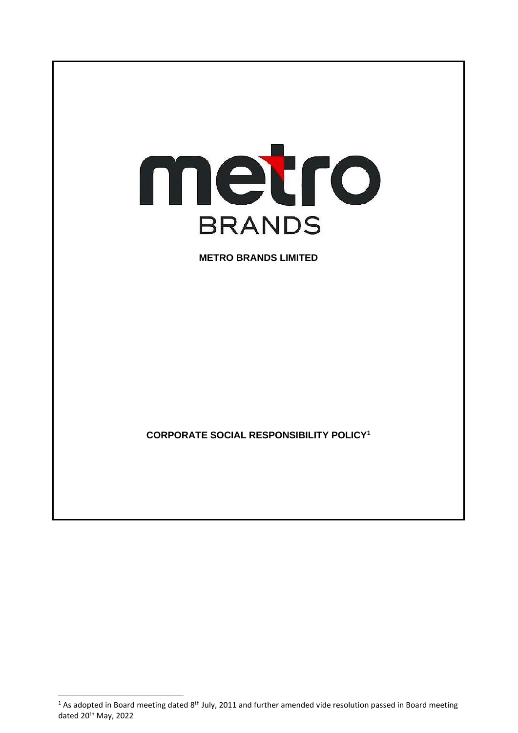metro
BRANDS

**METRO BRANDS LIMITED**

**CORPORATE SOCIAL RESPONSIBILITY POLICY[1]**

---

[1] As adopted in Board meeting dated 8th July, 2011 and further amended vide resolution passed in Board meeting dated 20th May, 2022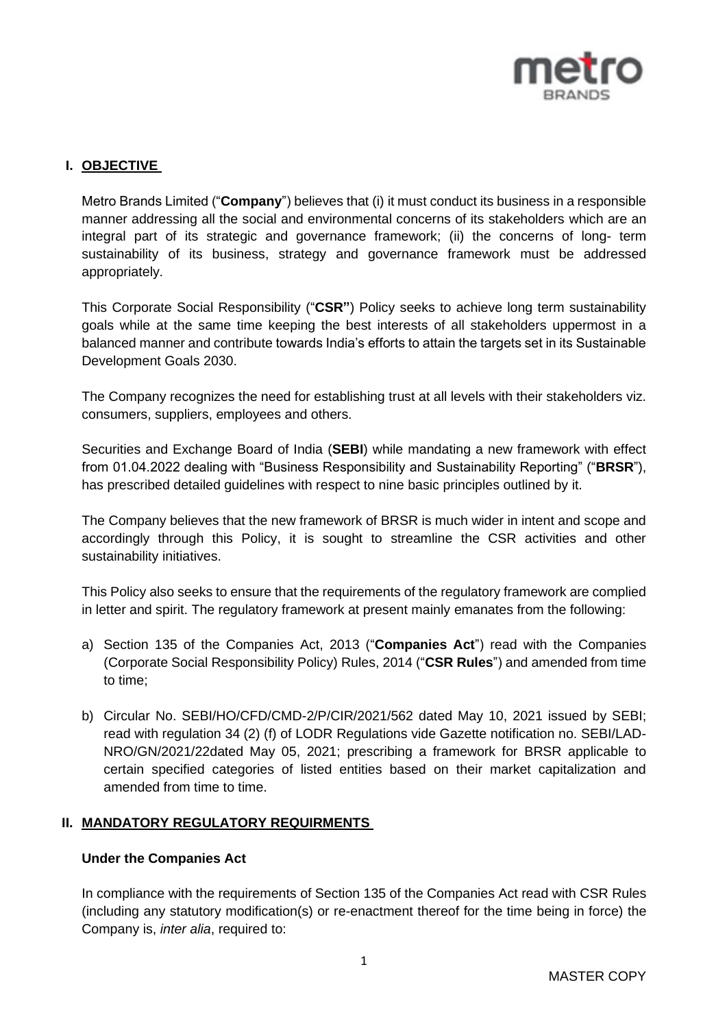## I. OBJECTIVE

Metro Brands Limited ("**Company**") believes that (i) it must conduct its business in a responsible manner addressing all the social and environmental concerns of its stakeholders which are an integral part of its strategic and governance framework; (ii) the concerns of long- term sustainability of its business, strategy and governance framework must be addressed appropriately.

This Corporate Social Responsibility ("**CSR"**) Policy seeks to achieve long term sustainability goals while at the same time keeping the best interests of all stakeholders uppermost in a balanced manner and contribute towards India's efforts to attain the targets set in its Sustainable Development Goals 2030.

The Company recognizes the need for establishing trust at all levels with their stakeholders viz. consumers, suppliers, employees and others.

Securities and Exchange Board of India (**SEBI**) while mandating a new framework with effect from 01.04.2022 dealing with "Business Responsibility and Sustainability Reporting" ("**BRSR**"), has prescribed detailed guidelines with respect to nine basic principles outlined by it.

The Company believes that the new framework of BRSR is much wider in intent and scope and accordingly through this Policy, it is sought to streamline the CSR activities and other sustainability initiatives.

This Policy also seeks to ensure that the requirements of the regulatory framework are complied in letter and spirit. The regulatory framework at present mainly emanates from the following:

a) Section 135 of the Companies Act, 2013 ("**Companies Act**") read with the Companies (Corporate Social Responsibility Policy) Rules, 2014 ("**CSR Rules**") and amended from time to time;

b) Circular No. SEBI/HO/CFD/CMD-2/P/CIR/2021/562 dated May 10, 2021 issued by SEBI; read with regulation 34 (2) (f) of LODR Regulations vide Gazette notification no. SEBI/LAD-NRO/GN/2021/22dated May 05, 2021; prescribing a framework for BRSR applicable to certain specified categories of listed entities based on their market capitalization and amended from time to time.

## II. MANDATORY REGULATORY REQUIRMENTS

**Under the Companies Act**

In compliance with the requirements of Section 135 of the Companies Act read with CSR Rules (including any statutory modification(s) or re-enactment thereof for the time being in force) the Company is, *inter alia*, required to: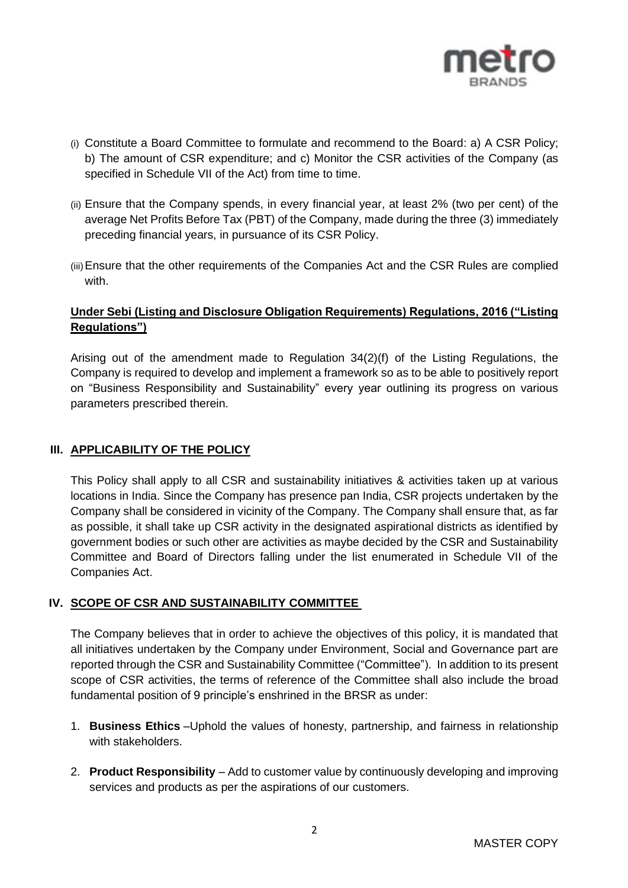(i) Constitute a Board Committee to formulate and recommend to the Board: a) A CSR Policy; b) The amount of CSR expenditure; and c) Monitor the CSR activities of the Company (as specified in Schedule VII of the Act) from time to time.

(ii) Ensure that the Company spends, in every financial year, at least 2% (two per cent) of the average Net Profits Before Tax (PBT) of the Company, made during the three (3) immediately preceding financial years, in pursuance of its CSR Policy.

(iii) Ensure that the other requirements of the Companies Act and the CSR Rules are complied with.

**Under Sebi (Listing and Disclosure Obligation Requirements) Regulations, 2016 ("Listing Regulations")**

Arising out of the amendment made to Regulation 34(2)(f) of the Listing Regulations, the Company is required to develop and implement a framework so as to be able to positively report on "Business Responsibility and Sustainability" every year outlining its progress on various parameters prescribed therein.

## III. APPLICABILITY OF THE POLICY

This Policy shall apply to all CSR and sustainability initiatives & activities taken up at various locations in India. Since the Company has presence pan India, CSR projects undertaken by the Company shall be considered in vicinity of the Company. The Company shall ensure that, as far as possible, it shall take up CSR activity in the designated aspirational districts as identified by government bodies or such other are activities as maybe decided by the CSR and Sustainability Committee and Board of Directors falling under the list enumerated in Schedule VII of the Companies Act.

## IV. SCOPE OF CSR AND SUSTAINABILITY COMMITTEE

The Company believes that in order to achieve the objectives of this policy, it is mandated that all initiatives undertaken by the Company under Environment, Social and Governance part are reported through the CSR and Sustainability Committee ("Committee"). In addition to its present scope of CSR activities, the terms of reference of the Committee shall also include the broad fundamental position of 9 principle's enshrined in the BRSR as under:

1. **Business Ethics** –Uphold the values of honesty, partnership, and fairness in relationship with stakeholders.

2. **Product Responsibility** – Add to customer value by continuously developing and improving services and products as per the aspirations of our customers.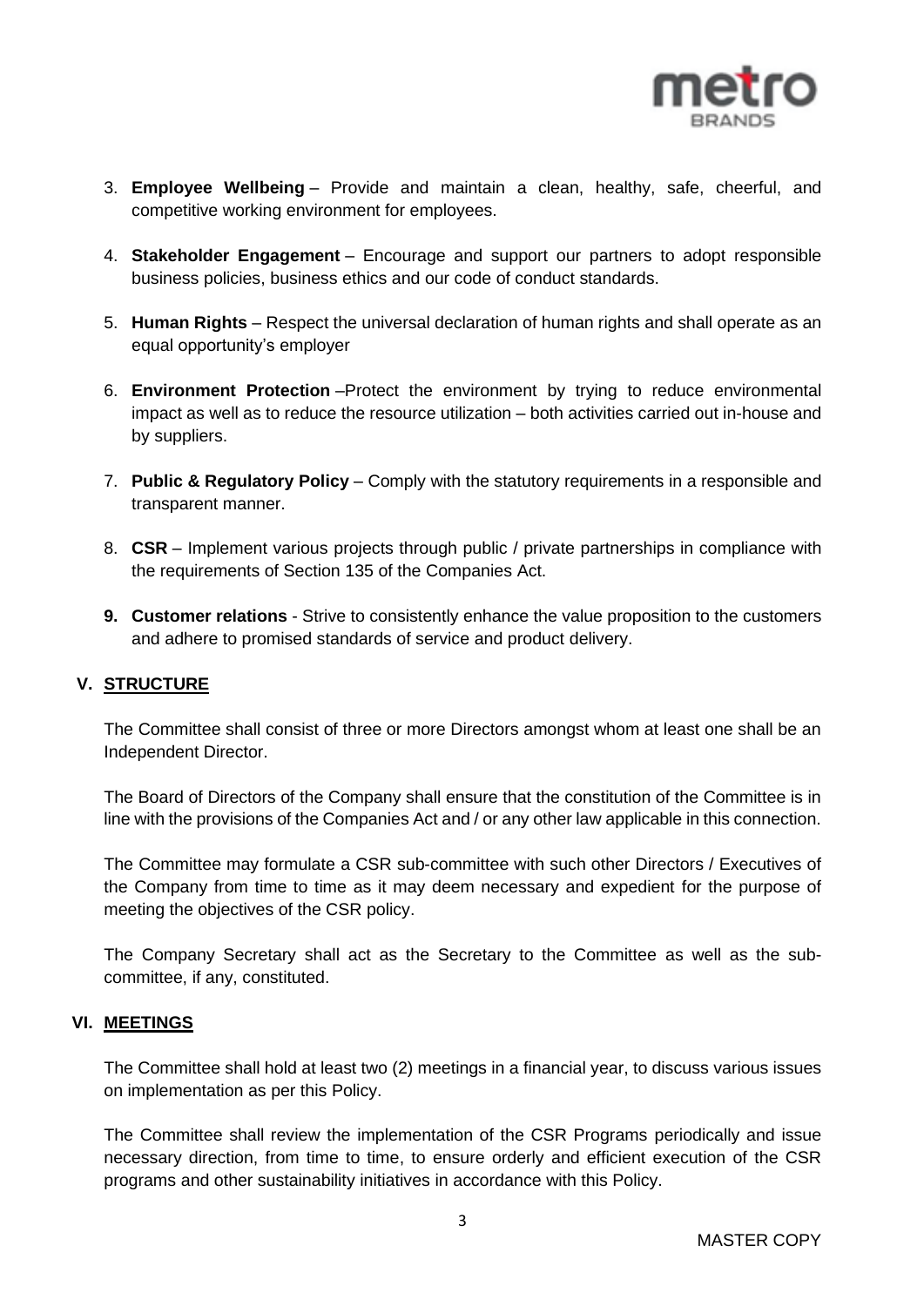3. **Employee Wellbeing** – Provide and maintain a clean, healthy, safe, cheerful, and competitive working environment for employees.

4. **Stakeholder Engagement** – Encourage and support our partners to adopt responsible business policies, business ethics and our code of conduct standards.

5. **Human Rights** – Respect the universal declaration of human rights and shall operate as an equal opportunity's employer

6. **Environment Protection** –Protect the environment by trying to reduce environmental impact as well as to reduce the resource utilization – both activities carried out in-house and by suppliers.

7. **Public & Regulatory Policy** – Comply with the statutory requirements in a responsible and transparent manner.

8. **CSR** – Implement various projects through public / private partnerships in compliance with the requirements of Section 135 of the Companies Act.

9. **Customer relations** - Strive to consistently enhance the value proposition to the customers and adhere to promised standards of service and product delivery.

## V. STRUCTURE

The Committee shall consist of three or more Directors amongst whom at least one shall be an Independent Director.

The Board of Directors of the Company shall ensure that the constitution of the Committee is in line with the provisions of the Companies Act and / or any other law applicable in this connection.

The Committee may formulate a CSR sub-committee with such other Directors / Executives of the Company from time to time as it may deem necessary and expedient for the purpose of meeting the objectives of the CSR policy.

The Company Secretary shall act as the Secretary to the Committee as well as the sub-committee, if any, constituted.

## VI. MEETINGS

The Committee shall hold at least two (2) meetings in a financial year, to discuss various issues on implementation as per this Policy.

The Committee shall review the implementation of the CSR Programs periodically and issue necessary direction, from time to time, to ensure orderly and efficient execution of the CSR programs and other sustainability initiatives in accordance with this Policy.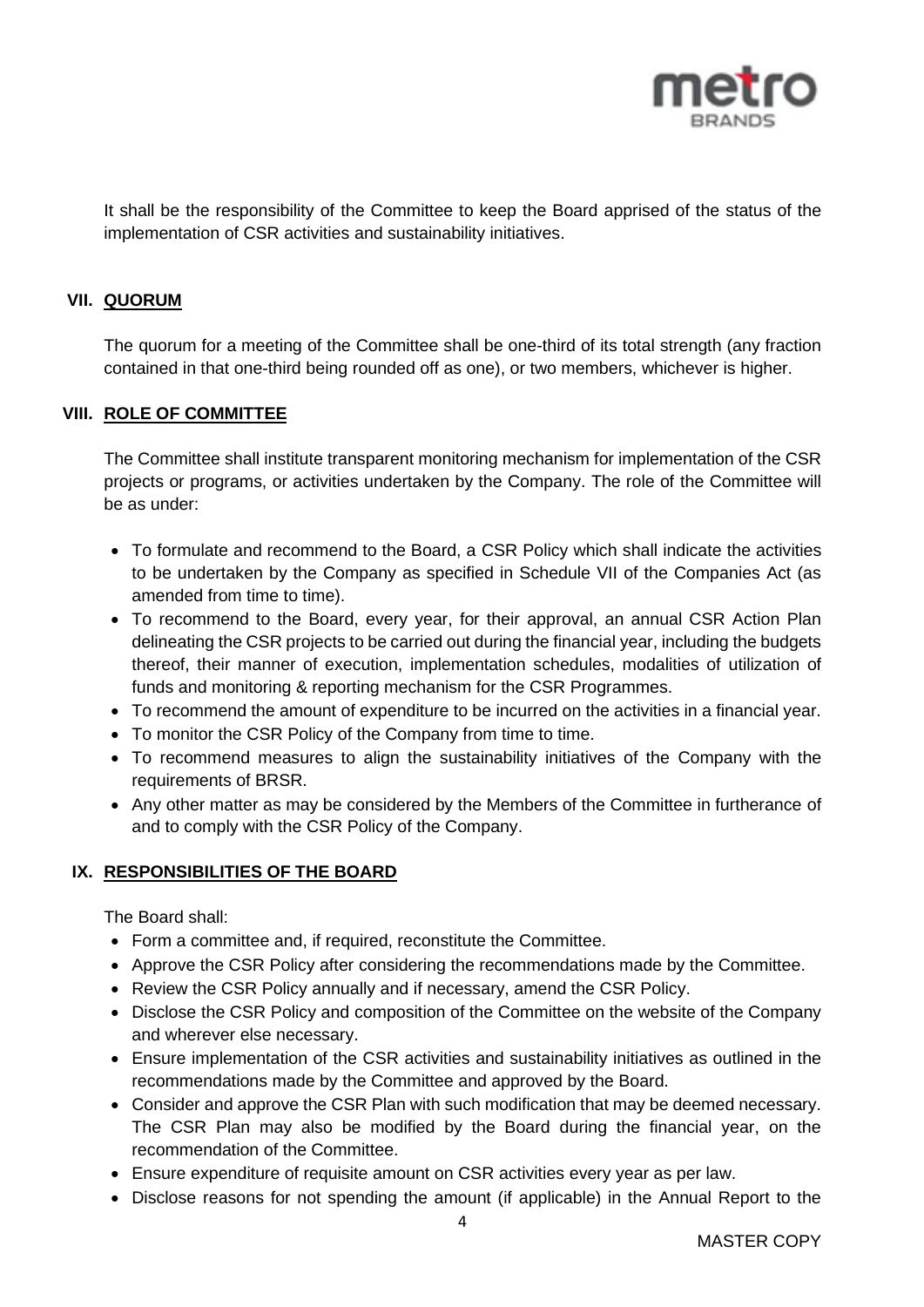It shall be the responsibility of the Committee to keep the Board apprised of the status of the implementation of CSR activities and sustainability initiatives.

## VII. QUORUM

The quorum for a meeting of the Committee shall be one-third of its total strength (any fraction contained in that one-third being rounded off as one), or two members, whichever is higher.

## VIII. ROLE OF COMMITTEE

The Committee shall institute transparent monitoring mechanism for implementation of the CSR projects or programs, or activities undertaken by the Company. The role of the Committee will be as under:

- To formulate and recommend to the Board, a CSR Policy which shall indicate the activities to be undertaken by the Company as specified in Schedule VII of the Companies Act (as amended from time to time).
- To recommend to the Board, every year, for their approval, an annual CSR Action Plan delineating the CSR projects to be carried out during the financial year, including the budgets thereof, their manner of execution, implementation schedules, modalities of utilization of funds and monitoring & reporting mechanism for the CSR Programmes.
- To recommend the amount of expenditure to be incurred on the activities in a financial year.
- To monitor the CSR Policy of the Company from time to time.
- To recommend measures to align the sustainability initiatives of the Company with the requirements of BRSR.
- Any other matter as may be considered by the Members of the Committee in furtherance of and to comply with the CSR Policy of the Company.

## IX. RESPONSIBILITIES OF THE BOARD

The Board shall:

- Form a committee and, if required, reconstitute the Committee.
- Approve the CSR Policy after considering the recommendations made by the Committee.
- Review the CSR Policy annually and if necessary, amend the CSR Policy.
- Disclose the CSR Policy and composition of the Committee on the website of the Company and wherever else necessary.
- Ensure implementation of the CSR activities and sustainability initiatives as outlined in the recommendations made by the Committee and approved by the Board.
- Consider and approve the CSR Plan with such modification that may be deemed necessary. The CSR Plan may also be modified by the Board during the financial year, on the recommendation of the Committee.
- Ensure expenditure of requisite amount on CSR activities every year as per law.
- Disclose reasons for not spending the amount (if applicable) in the Annual Report to the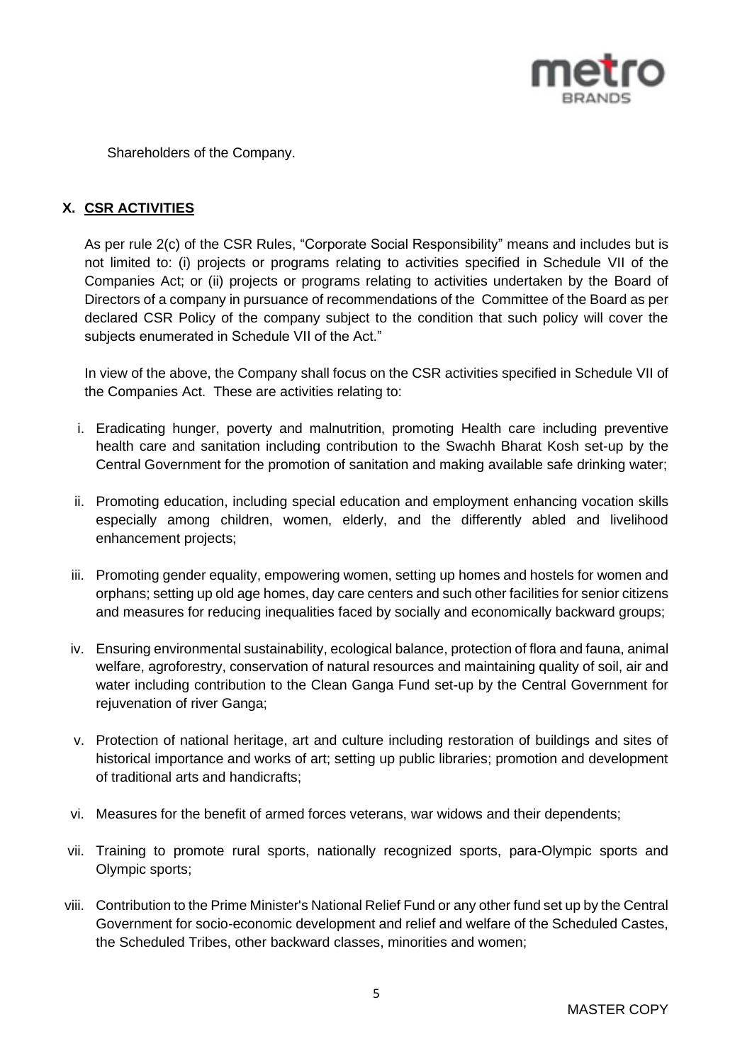Shareholders of the Company.

## X. CSR ACTIVITIES

As per rule 2(c) of the CSR Rules, "Corporate Social Responsibility" means and includes but is not limited to: (i) projects or programs relating to activities specified in Schedule VII of the Companies Act; or (ii) projects or programs relating to activities undertaken by the Board of Directors of a company in pursuance of recommendations of the Committee of the Board as per declared CSR Policy of the company subject to the condition that such policy will cover the subjects enumerated in Schedule VII of the Act."

In view of the above, the Company shall focus on the CSR activities specified in Schedule VII of the Companies Act. These are activities relating to:

i. Eradicating hunger, poverty and malnutrition, promoting Health care including preventive health care and sanitation including contribution to the Swachh Bharat Kosh set-up by the Central Government for the promotion of sanitation and making available safe drinking water;

ii. Promoting education, including special education and employment enhancing vocation skills especially among children, women, elderly, and the differently abled and livelihood enhancement projects;

iii. Promoting gender equality, empowering women, setting up homes and hostels for women and orphans; setting up old age homes, day care centers and such other facilities for senior citizens and measures for reducing inequalities faced by socially and economically backward groups;

iv. Ensuring environmental sustainability, ecological balance, protection of flora and fauna, animal welfare, agroforestry, conservation of natural resources and maintaining quality of soil, air and water including contribution to the Clean Ganga Fund set-up by the Central Government for rejuvenation of river Ganga;

v. Protection of national heritage, art and culture including restoration of buildings and sites of historical importance and works of art; setting up public libraries; promotion and development of traditional arts and handicrafts;

vi. Measures for the benefit of armed forces veterans, war widows and their dependents;

vii. Training to promote rural sports, nationally recognized sports, para-Olympic sports and Olympic sports;

viii. Contribution to the Prime Minister's National Relief Fund or any other fund set up by the Central Government for socio-economic development and relief and welfare of the Scheduled Castes, the Scheduled Tribes, other backward classes, minorities and women;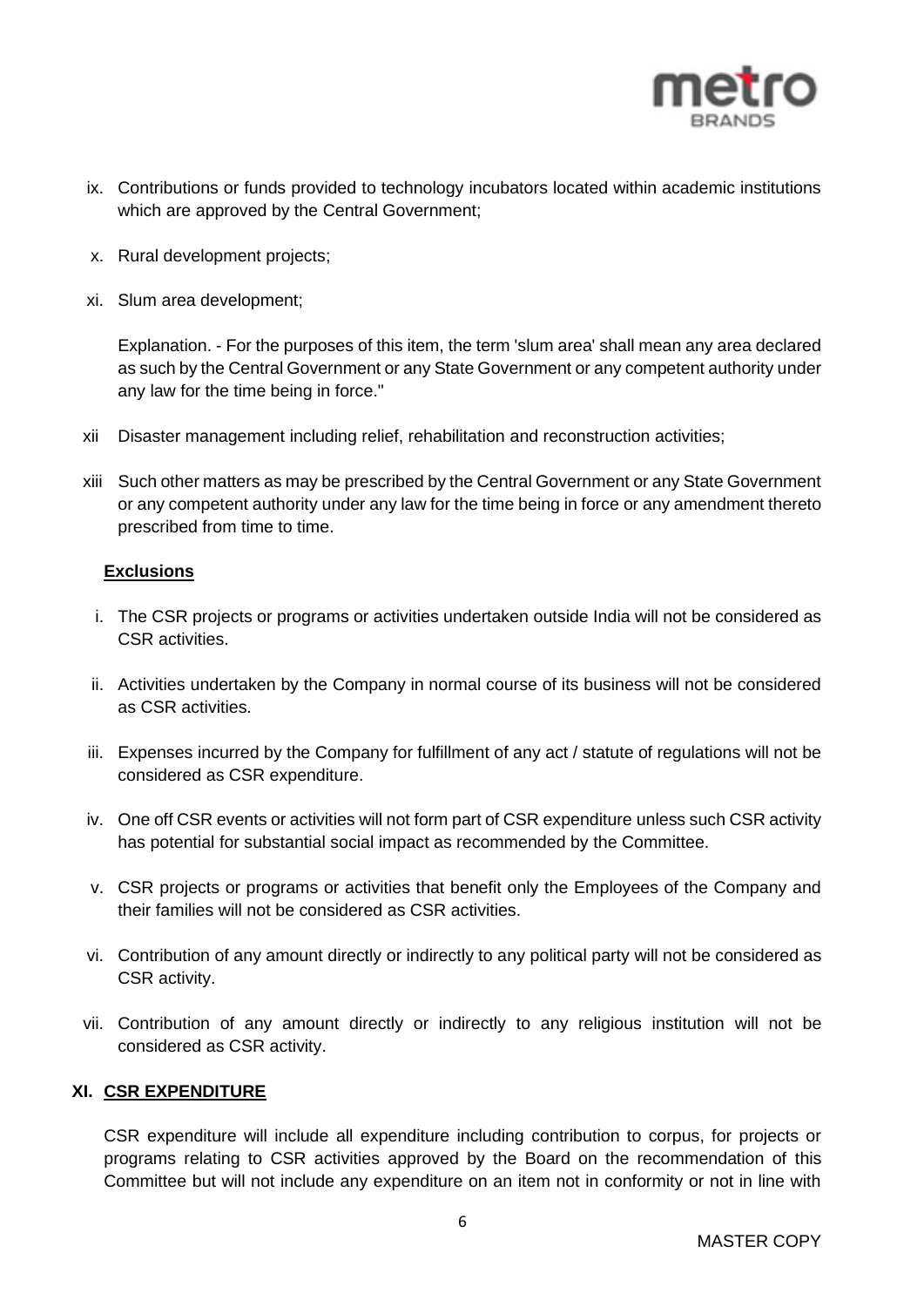ix. Contributions or funds provided to technology incubators located within academic institutions which are approved by the Central Government;

x. Rural development projects;

xi. Slum area development;

Explanation. - For the purposes of this item, the term 'slum area' shall mean any area declared as such by the Central Government or any State Government or any competent authority under any law for the time being in force."

xii Disaster management including relief, rehabilitation and reconstruction activities;

xiii Such other matters as may be prescribed by the Central Government or any State Government or any competent authority under any law for the time being in force or any amendment thereto prescribed from time to time.

**Exclusions**

i. The CSR projects or programs or activities undertaken outside India will not be considered as CSR activities.

ii. Activities undertaken by the Company in normal course of its business will not be considered as CSR activities.

iii. Expenses incurred by the Company for fulfillment of any act / statute of regulations will not be considered as CSR expenditure.

iv. One off CSR events or activities will not form part of CSR expenditure unless such CSR activity has potential for substantial social impact as recommended by the Committee.

v. CSR projects or programs or activities that benefit only the Employees of the Company and their families will not be considered as CSR activities.

vi. Contribution of any amount directly or indirectly to any political party will not be considered as CSR activity.

vii. Contribution of any amount directly or indirectly to any religious institution will not be considered as CSR activity.

## XI. CSR EXPENDITURE

CSR expenditure will include all expenditure including contribution to corpus, for projects or programs relating to CSR activities approved by the Board on the recommendation of this Committee but will not include any expenditure on an item not in conformity or not in line with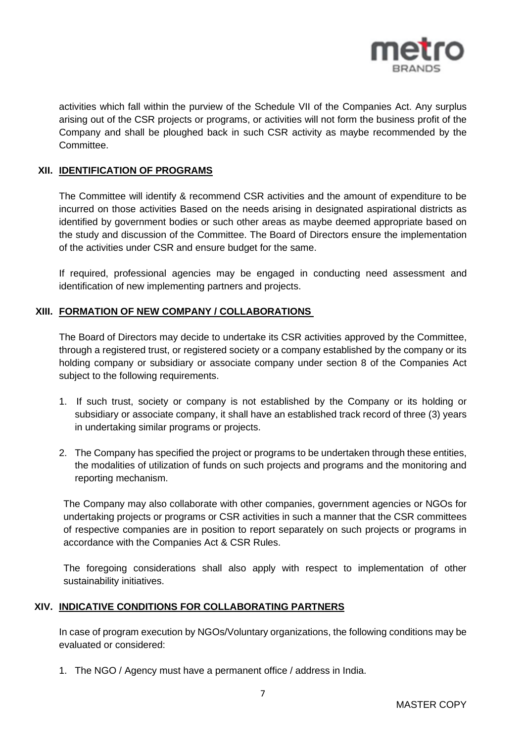activities which fall within the purview of the Schedule VII of the Companies Act. Any surplus arising out of the CSR projects or programs, or activities will not form the business profit of the Company and shall be ploughed back in such CSR activity as maybe recommended by the Committee.

## XII. IDENTIFICATION OF PROGRAMS

The Committee will identify & recommend CSR activities and the amount of expenditure to be incurred on those activities Based on the needs arising in designated aspirational districts as identified by government bodies or such other areas as maybe deemed appropriate based on the study and discussion of the Committee. The Board of Directors ensure the implementation of the activities under CSR and ensure budget for the same.

If required, professional agencies may be engaged in conducting need assessment and identification of new implementing partners and projects.

## XIII. FORMATION OF NEW COMPANY / COLLABORATIONS

The Board of Directors may decide to undertake its CSR activities approved by the Committee, through a registered trust, or registered society or a company established by the company or its holding company or subsidiary or associate company under section 8 of the Companies Act subject to the following requirements.

1. If such trust, society or company is not established by the Company or its holding or subsidiary or associate company, it shall have an established track record of three (3) years in undertaking similar programs or projects.
2. The Company has specified the project or programs to be undertaken through these entities, the modalities of utilization of funds on such projects and programs and the monitoring and reporting mechanism.

The Company may also collaborate with other companies, government agencies or NGOs for undertaking projects or programs or CSR activities in such a manner that the CSR committees of respective companies are in position to report separately on such projects or programs in accordance with the Companies Act & CSR Rules.

The foregoing considerations shall also apply with respect to implementation of other sustainability initiatives.

## XIV. INDICATIVE CONDITIONS FOR COLLABORATING PARTNERS

In case of program execution by NGOs/Voluntary organizations, the following conditions may be evaluated or considered:

1. The NGO / Agency must have a permanent office / address in India.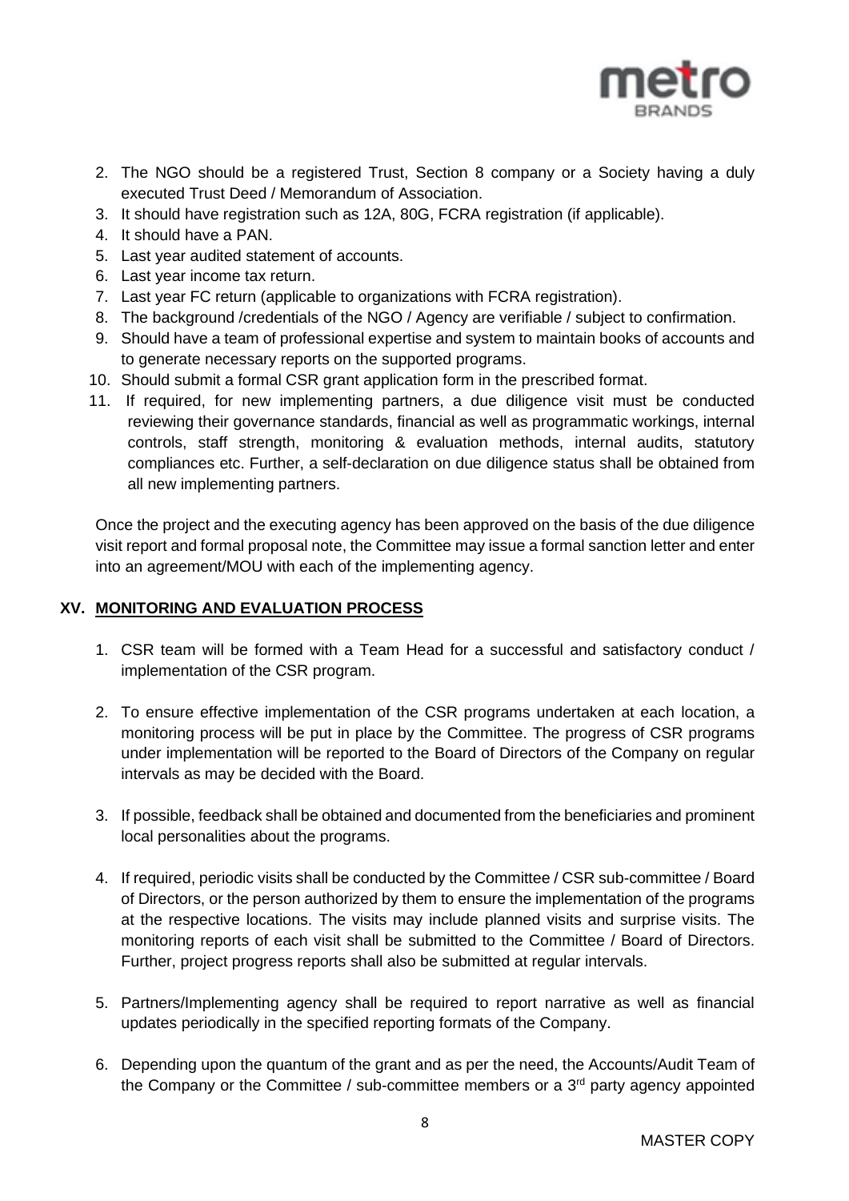2. The NGO should be a registered Trust, Section 8 company or a Society having a duly executed Trust Deed / Memorandum of Association.
3. It should have registration such as 12A, 80G, FCRA registration (if applicable).
4. It should have a PAN.
5. Last year audited statement of accounts.
6. Last year income tax return.
7. Last year FC return (applicable to organizations with FCRA registration).
8. The background /credentials of the NGO / Agency are verifiable / subject to confirmation.
9. Should have a team of professional expertise and system to maintain books of accounts and to generate necessary reports on the supported programs.
10. Should submit a formal CSR grant application form in the prescribed format.
11. If required, for new implementing partners, a due diligence visit must be conducted reviewing their governance standards, financial as well as programmatic workings, internal controls, staff strength, monitoring & evaluation methods, internal audits, statutory compliances etc. Further, a self-declaration on due diligence status shall be obtained from all new implementing partners.

Once the project and the executing agency has been approved on the basis of the due diligence visit report and formal proposal note, the Committee may issue a formal sanction letter and enter into an agreement/MOU with each of the implementing agency.

## XV. MONITORING AND EVALUATION PROCESS

1. CSR team will be formed with a Team Head for a successful and satisfactory conduct / implementation of the CSR program.

2. To ensure effective implementation of the CSR programs undertaken at each location, a monitoring process will be put in place by the Committee. The progress of CSR programs under implementation will be reported to the Board of Directors of the Company on regular intervals as may be decided with the Board.

3. If possible, feedback shall be obtained and documented from the beneficiaries and prominent local personalities about the programs.

4. If required, periodic visits shall be conducted by the Committee / CSR sub-committee / Board of Directors, or the person authorized by them to ensure the implementation of the programs at the respective locations. The visits may include planned visits and surprise visits. The monitoring reports of each visit shall be submitted to the Committee / Board of Directors. Further, project progress reports shall also be submitted at regular intervals.

5. Partners/Implementing agency shall be required to report narrative as well as financial updates periodically in the specified reporting formats of the Company.

6. Depending upon the quantum of the grant and as per the need, the Accounts/Audit Team of the Company or the Committee / sub-committee members or a 3rd party agency appointed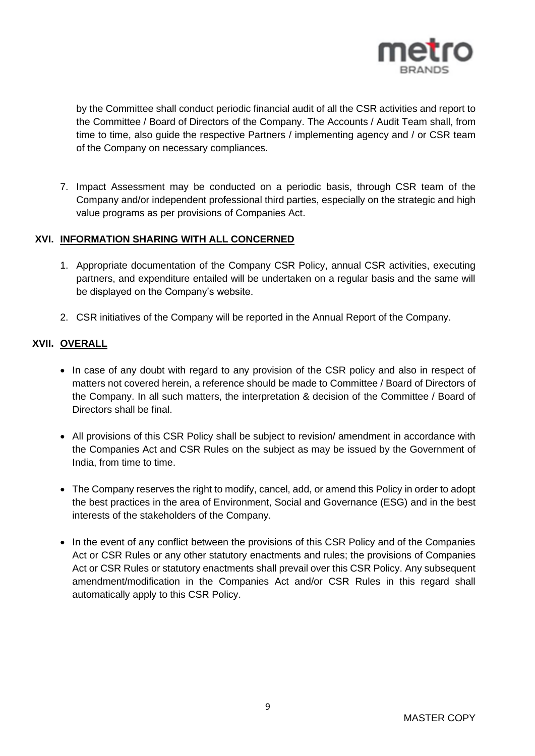by the Committee shall conduct periodic financial audit of all the CSR activities and report to the Committee / Board of Directors of the Company. The Accounts / Audit Team shall, from time to time, also guide the respective Partners / implementing agency and / or CSR team of the Company on necessary compliances.

7. Impact Assessment may be conducted on a periodic basis, through CSR team of the Company and/or independent professional third parties, especially on the strategic and high value programs as per provisions of Companies Act.

## XVI. INFORMATION SHARING WITH ALL CONCERNED

1. Appropriate documentation of the Company CSR Policy, annual CSR activities, executing partners, and expenditure entailed will be undertaken on a regular basis and the same will be displayed on the Company's website.

2. CSR initiatives of the Company will be reported in the Annual Report of the Company.

## XVII. OVERALL

- In case of any doubt with regard to any provision of the CSR policy and also in respect of matters not covered herein, a reference should be made to Committee / Board of Directors of the Company. In all such matters, the interpretation & decision of the Committee / Board of Directors shall be final.

- All provisions of this CSR Policy shall be subject to revision/ amendment in accordance with the Companies Act and CSR Rules on the subject as may be issued by the Government of India, from time to time.

- The Company reserves the right to modify, cancel, add, or amend this Policy in order to adopt the best practices in the area of Environment, Social and Governance (ESG) and in the best interests of the stakeholders of the Company.

- In the event of any conflict between the provisions of this CSR Policy and of the Companies Act or CSR Rules or any other statutory enactments and rules; the provisions of Companies Act or CSR Rules or statutory enactments shall prevail over this CSR Policy. Any subsequent amendment/modification in the Companies Act and/or CSR Rules in this regard shall automatically apply to this CSR Policy.